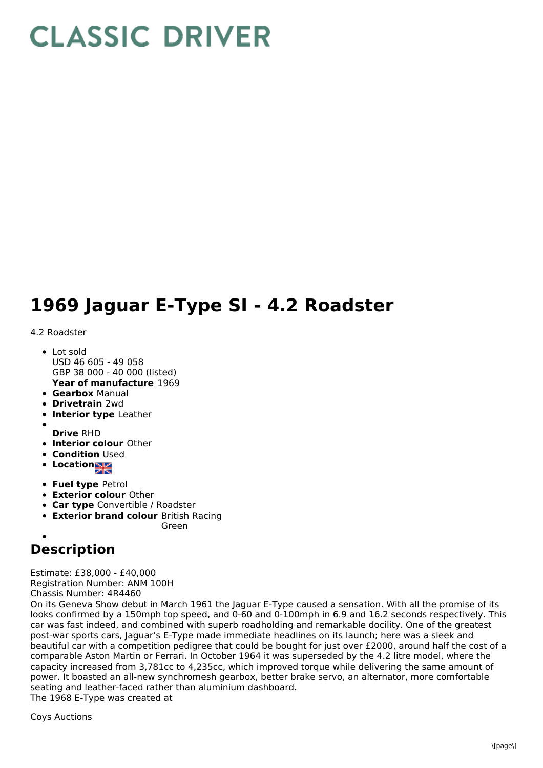# CLASSIC DRIVER

# 1969 Jaguar E-Type SI - 4.2 Roadster

4.2 Roadster

- Lot sold
  USD 46 605 - 49 058
  GBP 38 000 - 40 000 (listed)
  **Year of manufacture** 1969
- **Gearbox** Manual
- **Drivetrain** 2wd
- **Interior type** Leather
- 
  **Drive** RHD
- **Interior colour** Other
- **Condition** Used
- **Location**
- **Fuel type** Petrol
- **Exterior colour** Other
- **Car type** Convertible / Roadster
- **Exterior brand colour** British Racing Green
- 

## Description

Estimate: £38,000 - £40,000
Registration Number: ANM 100H
Chassis Number: 4R4460
On its Geneva Show debut in March 1961 the Jaguar E-Type caused a sensation. With all the promise of its looks confirmed by a 150mph top speed, and 0-60 and 0-100mph in 6.9 and 16.2 seconds respectively. This car was fast indeed, and combined with superb roadholding and remarkable docility. One of the greatest post-war sports cars, Jaguar's E-Type made immediate headlines on its launch; here was a sleek and beautiful car with a competition pedigree that could be bought for just over £2000, around half the cost of a comparable Aston Martin or Ferrari. In October 1964 it was superseded by the 4.2 litre model, where the capacity increased from 3,781cc to 4,235cc, which improved torque while delivering the same amount of power. It boasted an all-new synchromesh gearbox, better brake servo, an alternator, more comfortable seating and leather-faced rather than aluminium dashboard.
The 1968 E-Type was created at

Coys Auctions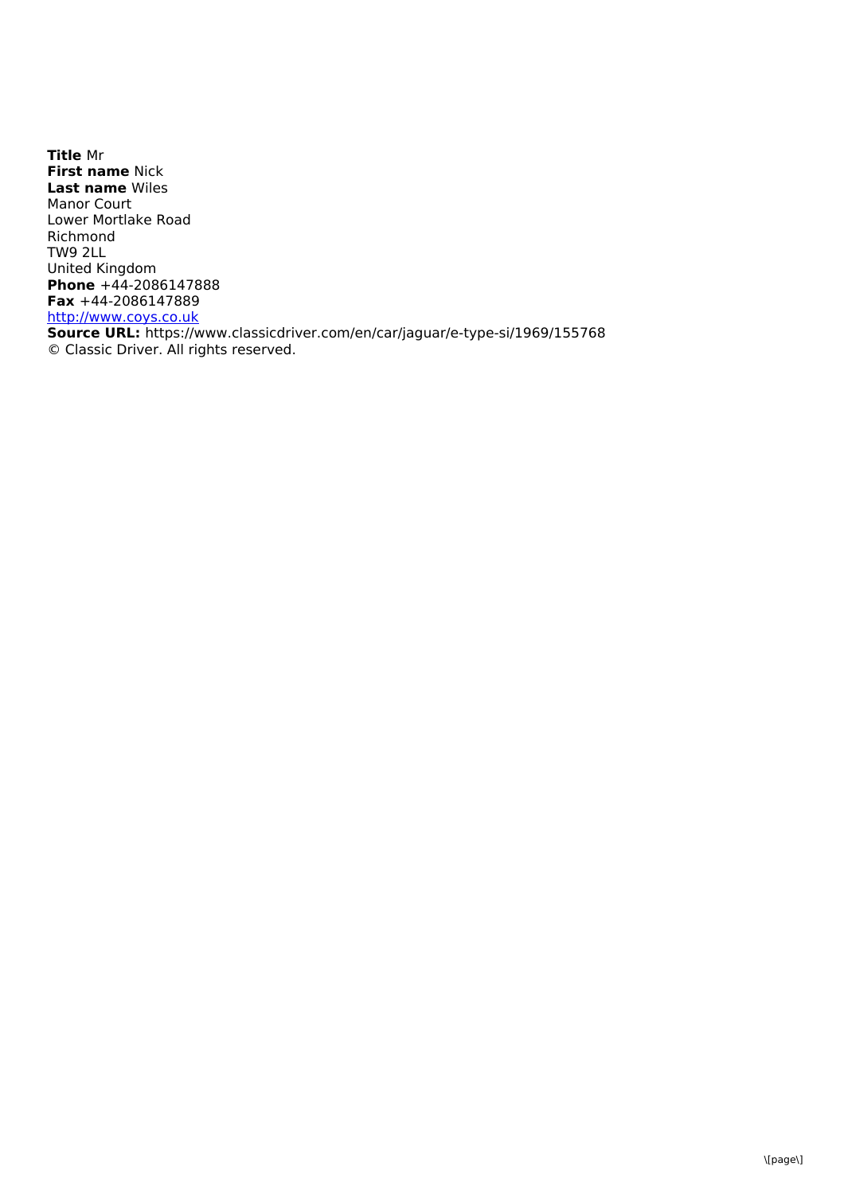**Title** Mr
**First name** Nick
**Last name** Wiles
Manor Court
Lower Mortlake Road
Richmond
TW9 2LL
United Kingdom
**Phone** +44-2086147888
**Fax** +44-2086147889
[http://www.coys.co.uk](http://www.coys.co.uk)
**Source URL:** https://www.classicdriver.com/en/car/jaguar/e-type-si/1969/155768
© Classic Driver. All rights reserved.